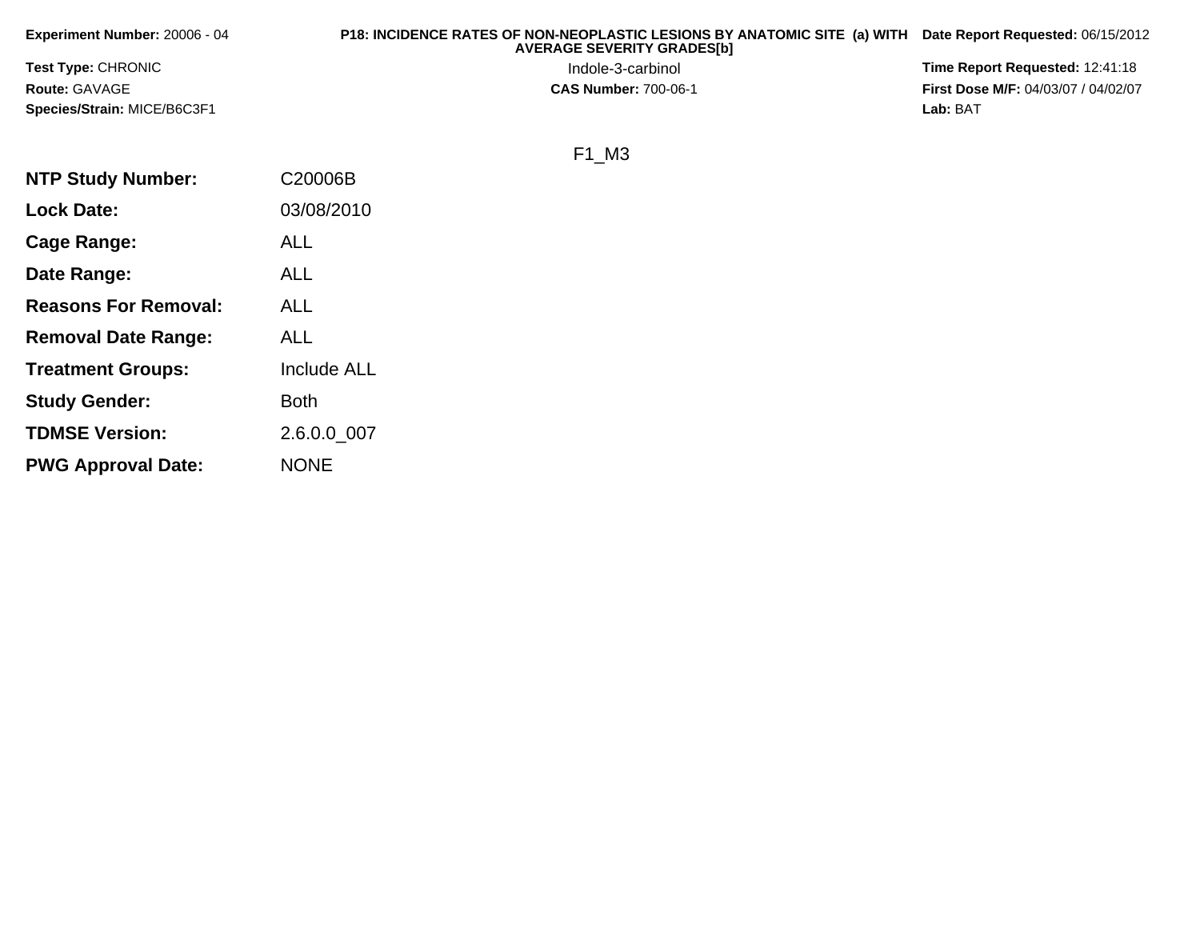**Experiment Number:** 20006 - 04

**Test Type:** CHRONIC

**Route:** GAVAGE

**Species/Strain:** MICE/B6C3F1

**P18: INCIDENCE RATES OF NON-NEOPLASTIC LESIONS BY ANATOMIC SITE (a) WITH AVERAGE SEVERITY GRADES[b]**

Indole-3-carbinol

**CAS Number:** 700-06-1

**Date Report Requested:** 06/15/2012

**Time Report Requested:** 12:41:18

**First Dose M/F:** 04/03/07 / 04/02/07

**Lab:** BAT

F1_M3

| | |
|---|---|
| **NTP Study Number:** | C20006B |
| **Lock Date:** | 03/08/2010 |
| **Cage Range:** | ALL |
| **Date Range:** | ALL |
| **Reasons For Removal:** | ALL |
| **Removal Date Range:** | ALL |
| **Treatment Groups:** | Include ALL |
| **Study Gender:** | Both |
| **TDMSE Version:** | 2.6.0.0_007 |
| **PWG Approval Date:** | NONE |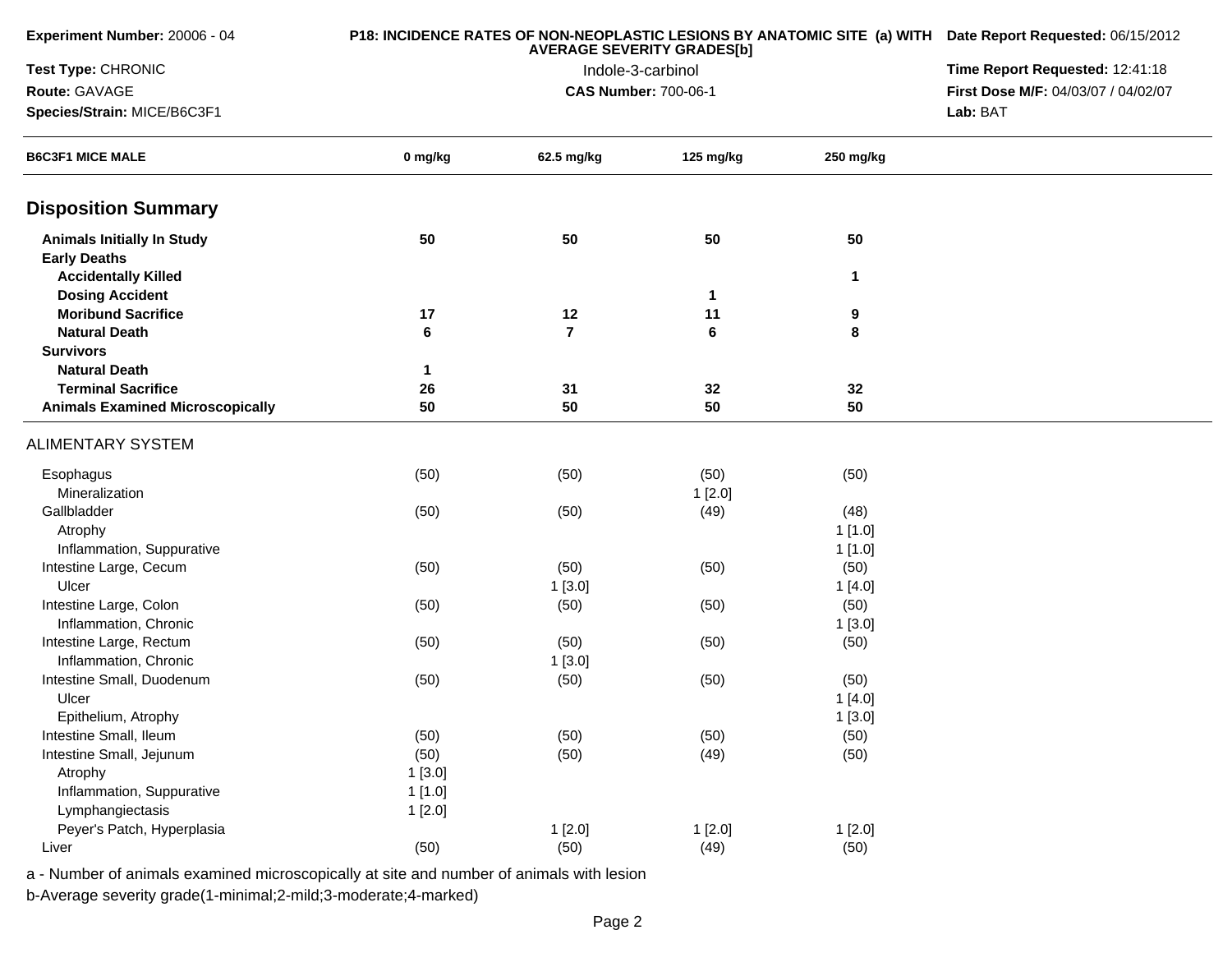**Experiment Number:** 20006 - 04

**Test Type:** CHRONIC

**Route:** GAVAGE

**Species/Strain:** MICE/B6C3F1

**P18: INCIDENCE RATES OF NON-NEOPLASTIC LESIONS BY ANATOMIC SITE (a) WITH AVERAGE SEVERITY GRADES[b]**

Indole-3-carbinol

**CAS Number:** 700-06-1

**Date Report Requested:** 06/15/2012

**Time Report Requested:** 12:41:18

**First Dose M/F:** 04/03/07 / 04/02/07

**Lab:** BAT

| B6C3F1 MICE MALE | 0 mg/kg | 62.5 mg/kg | 125 mg/kg | 250 mg/kg |
|---|---|---|---|---|
| **Disposition Summary** | | | | |
| **Animals Initially In Study** | **50** | **50** | **50** | **50** |
| **Early Deaths** | | | | |
| **Accidentally Killed** | | | | **1** |
| **Dosing Accident** | | | **1** | |
| **Moribund Sacrifice** | **17** | **12** | **11** | **9** |
| **Natural Death** | **6** | **7** | **6** | **8** |
| **Survivors** | | | | |
| **Natural Death** | **1** | | | |
| **Terminal Sacrifice** | **26** | **31** | **32** | **32** |
| **Animals Examined Microscopically** | **50** | **50** | **50** | **50** |
| ALIMENTARY SYSTEM | | | | |
| Esophagus | (50) | (50) | (50) | (50) |
| Mineralization | | | 1 [2.0] | |
| Gallbladder | (50) | (50) | (49) | (48) |
| Atrophy | | | | 1 [1.0] |
| Inflammation, Suppurative | | | | 1 [1.0] |
| Intestine Large, Cecum | (50) | (50) | (50) | (50) |
| Ulcer | | 1 [3.0] | | 1 [4.0] |
| Intestine Large, Colon | (50) | (50) | (50) | (50) |
| Inflammation, Chronic | | | | 1 [3.0] |
| Intestine Large, Rectum | (50) | (50) | (50) | (50) |
| Inflammation, Chronic | | 1 [3.0] | | |
| Intestine Small, Duodenum | (50) | (50) | (50) | (50) |
| Ulcer | | | | 1 [4.0] |
| Epithelium, Atrophy | | | | 1 [3.0] |
| Intestine Small, Ileum | (50) | (50) | (50) | (50) |
| Intestine Small, Jejunum | (50) | (50) | (49) | (50) |
| Atrophy | 1 [3.0] | | | |
| Inflammation, Suppurative | 1 [1.0] | | | |
| Lymphangiectasis | 1 [2.0] | | | |
| Peyer's Patch, Hyperplasia | | 1 [2.0] | 1 [2.0] | 1 [2.0] |
| Liver | (50) | (50) | (49) | (50) |

a - Number of animals examined microscopically at site and number of animals with lesion

b-Average severity grade(1-minimal;2-mild;3-moderate;4-marked)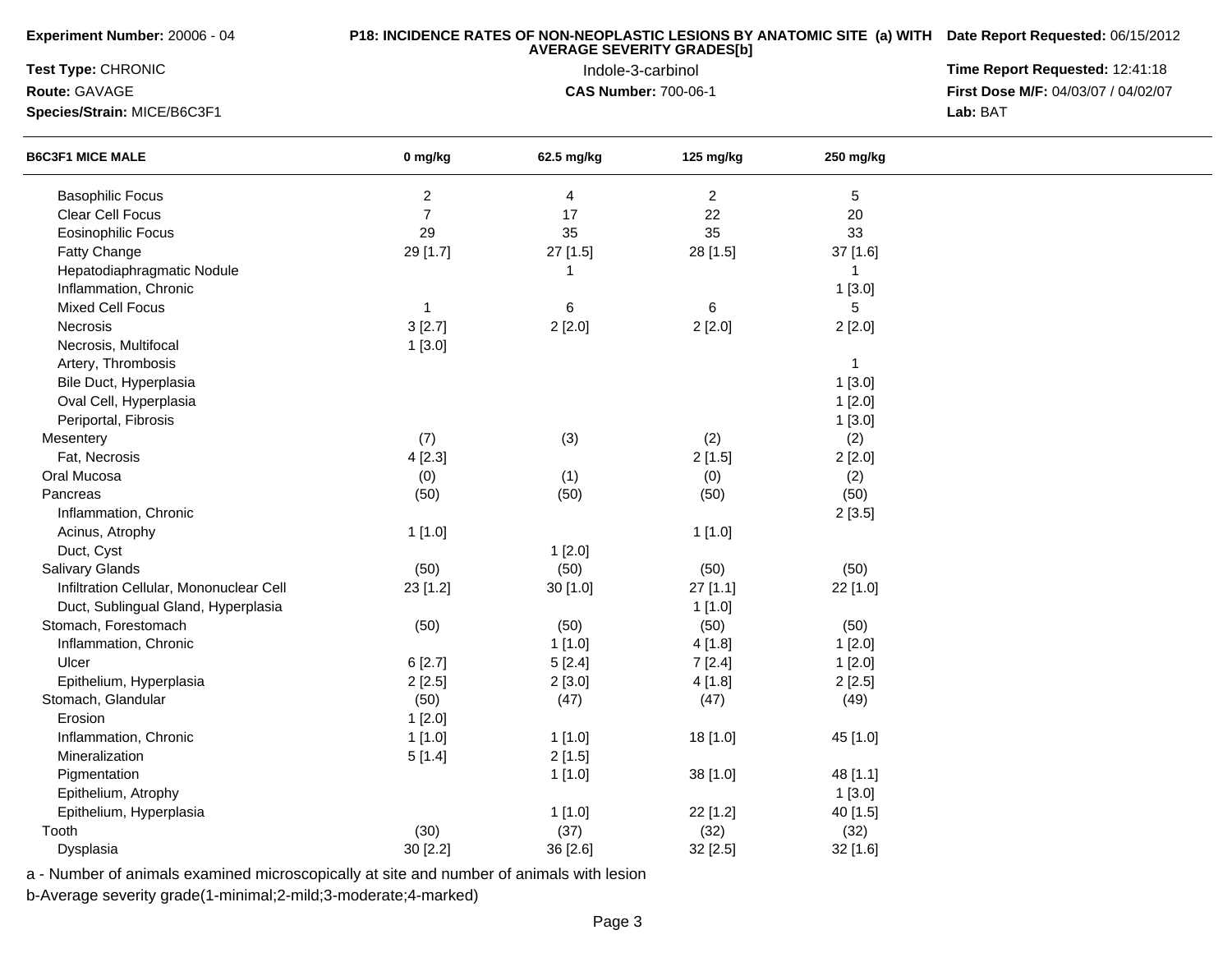**Experiment Number:** 20006 - 04

**Test Type:** CHRONIC

**Route:** GAVAGE

**Species/Strain:** MICE/B6C3F1

**P18: INCIDENCE RATES OF NON-NEOPLASTIC LESIONS BY ANATOMIC SITE (a) WITH AVERAGE SEVERITY GRADES[b]**

Indole-3-carbinol

**CAS Number:** 700-06-1

**Date Report Requested:** 06/15/2012

**Time Report Requested:** 12:41:18

**First Dose M/F:** 04/03/07 / 04/02/07

**Lab:** BAT

| B6C3F1 MICE MALE | 0 mg/kg | 62.5 mg/kg | 125 mg/kg | 250 mg/kg |
|---|---|---|---|---|
| Basophilic Focus | 2 | 4 | 2 | 5 |
| Clear Cell Focus | 7 | 17 | 22 | 20 |
| Eosinophilic Focus | 29 | 35 | 35 | 33 |
| Fatty Change | 29 [1.7] | 27 [1.5] | 28 [1.5] | 37 [1.6] |
| Hepatodiaphragmatic Nodule | | 1 | | 1 |
| Inflammation, Chronic | | | | 1 [3.0] |
| Mixed Cell Focus | 1 | 6 | 6 | 5 |
| Necrosis | 3 [2.7] | 2 [2.0] | 2 [2.0] | 2 [2.0] |
| Necrosis, Multifocal | 1 [3.0] | | | |
| Artery, Thrombosis | | | | 1 |
| Bile Duct, Hyperplasia | | | | 1 [3.0] |
| Oval Cell, Hyperplasia | | | | 1 [2.0] |
| Periportal, Fibrosis | | | | 1 [3.0] |
| Mesentery | (7) | (3) | (2) | (2) |
| Fat, Necrosis | 4 [2.3] | | 2 [1.5] | 2 [2.0] |
| Oral Mucosa | (0) | (1) | (0) | (2) |
| Pancreas | (50) | (50) | (50) | (50) |
| Inflammation, Chronic | | | | 2 [3.5] |
| Acinus, Atrophy | 1 [1.0] | | 1 [1.0] | |
| Duct, Cyst | | 1 [2.0] | | |
| Salivary Glands | (50) | (50) | (50) | (50) |
| Infiltration Cellular, Mononuclear Cell | 23 [1.2] | 30 [1.0] | 27 [1.1] | 22 [1.0] |
| Duct, Sublingual Gland, Hyperplasia | | | 1 [1.0] | |
| Stomach, Forestomach | (50) | (50) | (50) | (50) |
| Inflammation, Chronic | | 1 [1.0] | 4 [1.8] | 1 [2.0] |
| Ulcer | 6 [2.7] | 5 [2.4] | 7 [2.4] | 1 [2.0] |
| Epithelium, Hyperplasia | 2 [2.5] | 2 [3.0] | 4 [1.8] | 2 [2.5] |
| Stomach, Glandular | (50) | (47) | (47) | (49) |
| Erosion | 1 [2.0] | | | |
| Inflammation, Chronic | 1 [1.0] | 1 [1.0] | 18 [1.0] | 45 [1.0] |
| Mineralization | 5 [1.4] | 2 [1.5] | | |
| Pigmentation | | 1 [1.0] | 38 [1.0] | 48 [1.1] |
| Epithelium, Atrophy | | | | 1 [3.0] |
| Epithelium, Hyperplasia | | 1 [1.0] | 22 [1.2] | 40 [1.5] |
| Tooth | (30) | (37) | (32) | (32) |
| Dysplasia | 30 [2.2] | 36 [2.6] | 32 [2.5] | 32 [1.6] |

a - Number of animals examined microscopically at site and number of animals with lesion

b-Average severity grade(1-minimal;2-mild;3-moderate;4-marked)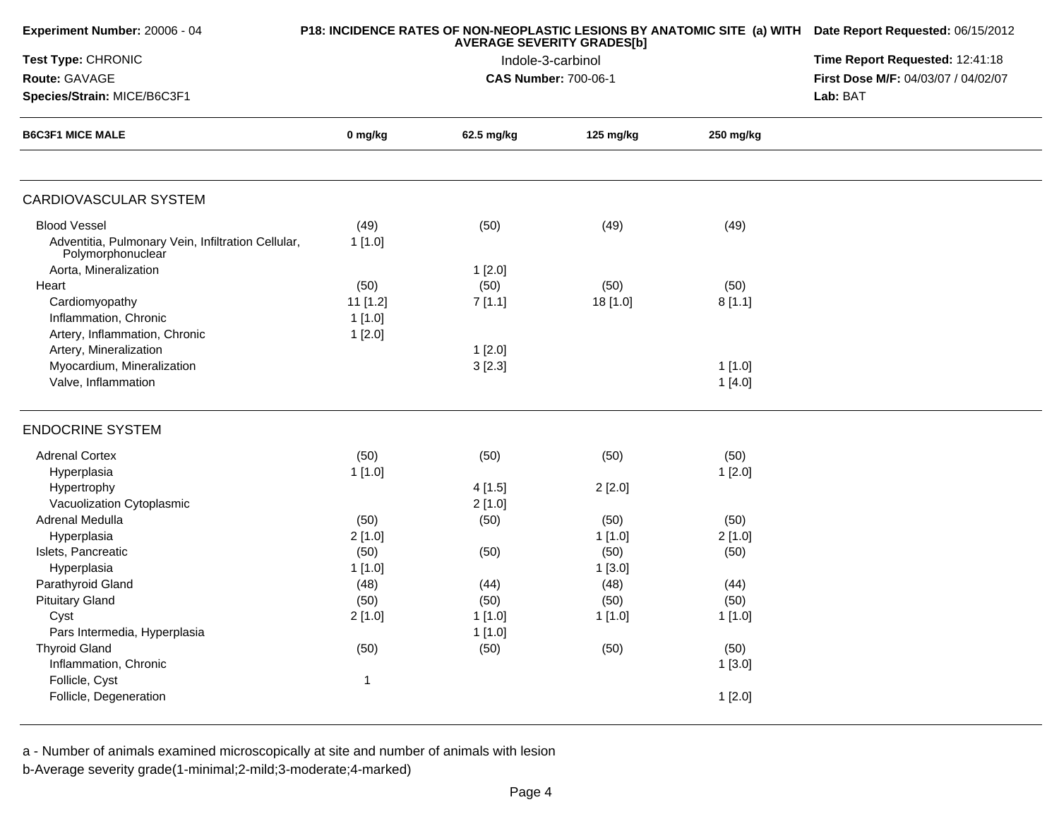**Experiment Number:** 20006 - 04

**Test Type:** CHRONIC

**Route:** GAVAGE

**Species/Strain:** MICE/B6C3F1

**P18: INCIDENCE RATES OF NON-NEOPLASTIC LESIONS BY ANATOMIC SITE (a) WITH AVERAGE SEVERITY GRADES[b]**

Indole-3-carbinol

**CAS Number:** 700-06-1

**Date Report Requested:** 06/15/2012

**Time Report Requested:** 12:41:18

**First Dose M/F:** 04/03/07 / 04/02/07

**Lab:** BAT

| B6C3F1 MICE MALE | 0 mg/kg | 62.5 mg/kg | 125 mg/kg | 250 mg/kg |
|---|---|---|---|---|
| **CARDIOVASCULAR SYSTEM** | | | | |
| Blood Vessel | (49) | (50) | (49) | (49) |
| Adventitia, Pulmonary Vein, Infiltration Cellular, Polymorphonuclear | 1 [1.0] | | | |
| Aorta, Mineralization | | 1 [2.0] | | |
| Heart | (50) | (50) | (50) | (50) |
| Cardiomyopathy | 11 [1.2] | 7 [1.1] | 18 [1.0] | 8 [1.1] |
| Inflammation, Chronic | 1 [1.0] | | | |
| Artery, Inflammation, Chronic | 1 [2.0] | | | |
| Artery, Mineralization | | 1 [2.0] | | |
| Myocardium, Mineralization | | 3 [2.3] | | 1 [1.0] |
| Valve, Inflammation | | | | 1 [4.0] |
| **ENDOCRINE SYSTEM** | | | | |
| Adrenal Cortex | (50) | (50) | (50) | (50) |
| Hyperplasia | 1 [1.0] | | | 1 [2.0] |
| Hypertrophy | | 4 [1.5] | 2 [2.0] | |
| Vacuolization Cytoplasmic | | 2 [1.0] | | |
| Adrenal Medulla | (50) | (50) | (50) | (50) |
| Hyperplasia | 2 [1.0] | | 1 [1.0] | 2 [1.0] |
| Islets, Pancreatic | (50) | (50) | (50) | (50) |
| Hyperplasia | 1 [1.0] | | 1 [3.0] | |
| Parathyroid Gland | (48) | (44) | (48) | (44) |
| Pituitary Gland | (50) | (50) | (50) | (50) |
| Cyst | 2 [1.0] | 1 [1.0] | 1 [1.0] | 1 [1.0] |
| Pars Intermedia, Hyperplasia | | 1 [1.0] | | |
| Thyroid Gland | (50) | (50) | (50) | (50) |
| Inflammation, Chronic | | | | 1 [3.0] |
| Follicle, Cyst | 1 | | | |
| Follicle, Degeneration | | | | 1 [2.0] |

a - Number of animals examined microscopically at site and number of animals with lesion

b-Average severity grade(1-minimal;2-mild;3-moderate;4-marked)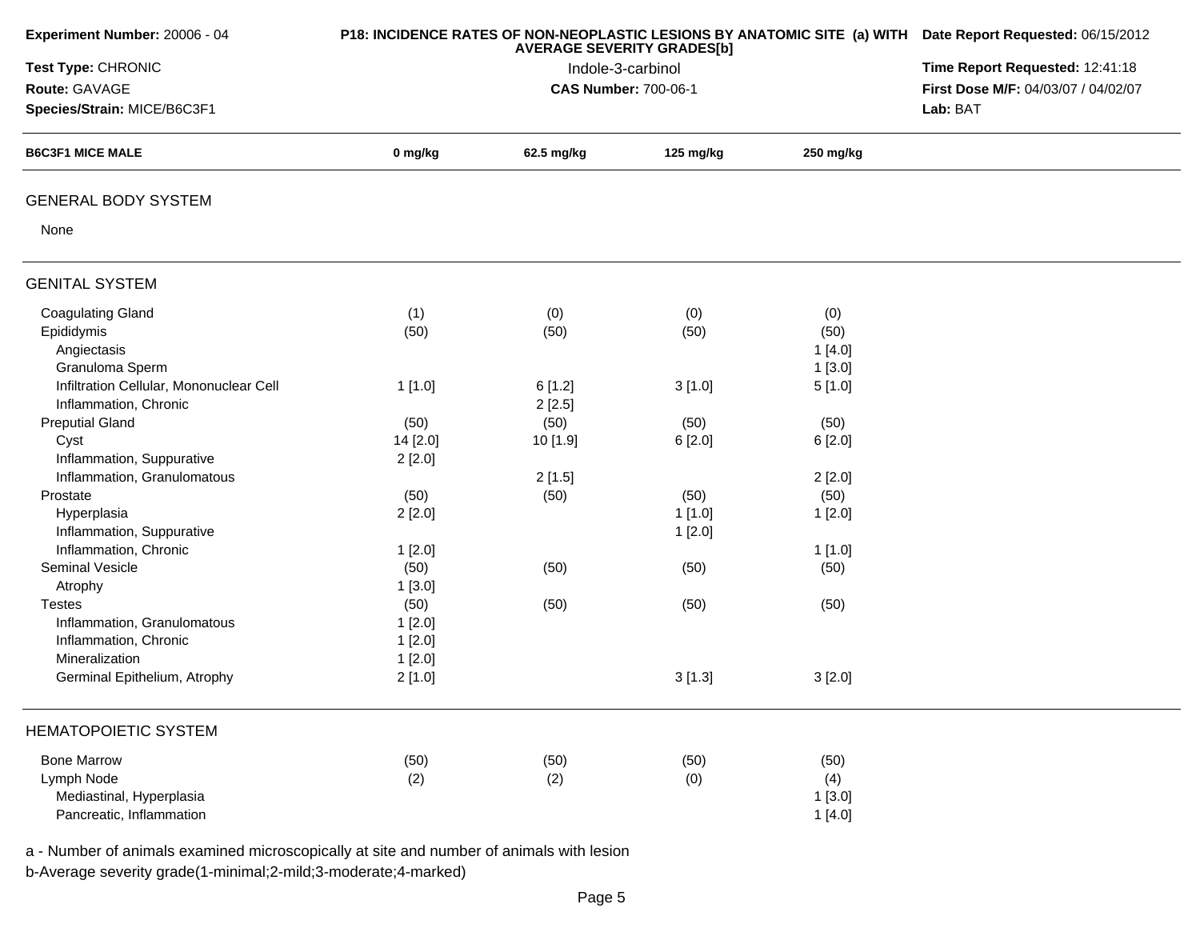**Experiment Number:** 20006 - 04

**Test Type:** CHRONIC

**Route:** GAVAGE

**Species/Strain:** MICE/B6C3F1

**P18: INCIDENCE RATES OF NON-NEOPLASTIC LESIONS BY ANATOMIC SITE (a) WITH AVERAGE SEVERITY GRADES[b]**

Indole-3-carbinol

**CAS Number:** 700-06-1

**Date Report Requested:** 06/15/2012

**Time Report Requested:** 12:41:18

**First Dose M/F:** 04/03/07 / 04/02/07

**Lab:** BAT

| B6C3F1 MICE MALE | 0 mg/kg | 62.5 mg/kg | 125 mg/kg | 250 mg/kg |
|---|---|---|---|---|
| **GENERAL BODY SYSTEM** | | | | |
| None | | | | |
| **GENITAL SYSTEM** | | | | |
| Coagulating Gland | (1) | (0) | (0) | (0) |
| Epididymis | (50) | (50) | (50) | (50) |
| Angiectasis | | | | 1 [4.0] |
| Granuloma Sperm | | | | 1 [3.0] |
| Infiltration Cellular, Mononuclear Cell | 1 [1.0] | 6 [1.2] | 3 [1.0] | 5 [1.0] |
| Inflammation, Chronic | | 2 [2.5] | | |
| Preputial Gland | (50) | (50) | (50) | (50) |
| Cyst | 14 [2.0] | 10 [1.9] | 6 [2.0] | 6 [2.0] |
| Inflammation, Suppurative | 2 [2.0] | | | |
| Inflammation, Granulomatous | | 2 [1.5] | | 2 [2.0] |
| Prostate | (50) | (50) | (50) | (50) |
| Hyperplasia | 2 [2.0] | | 1 [1.0] | 1 [2.0] |
| Inflammation, Suppurative | | | 1 [2.0] | |
| Inflammation, Chronic | 1 [2.0] | | | 1 [1.0] |
| Seminal Vesicle | (50) | (50) | (50) | (50) |
| Atrophy | 1 [3.0] | | | |
| Testes | (50) | (50) | (50) | (50) |
| Inflammation, Granulomatous | 1 [2.0] | | | |
| Inflammation, Chronic | 1 [2.0] | | | |
| Mineralization | 1 [2.0] | | | |
| Germinal Epithelium, Atrophy | 2 [1.0] | | 3 [1.3] | 3 [2.0] |
| **HEMATOPOIETIC SYSTEM** | | | | |
| Bone Marrow | (50) | (50) | (50) | (50) |
| Lymph Node | (2) | (2) | (0) | (4) |
| Mediastinal, Hyperplasia | | | | 1 [3.0] |
| Pancreatic, Inflammation | | | | 1 [4.0] |

a - Number of animals examined microscopically at site and number of animals with lesion

b-Average severity grade(1-minimal;2-mild;3-moderate;4-marked)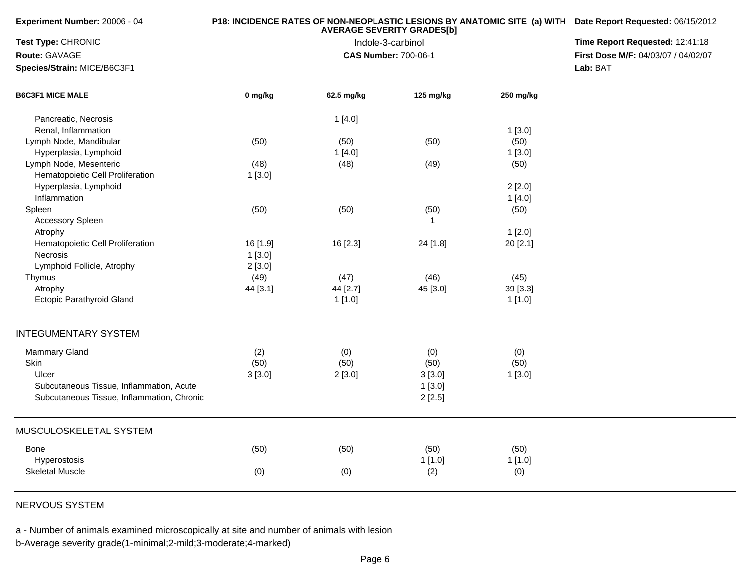**Experiment Number:** 20006 - 04

**Test Type:** CHRONIC

**Route:** GAVAGE

**Species/Strain:** MICE/B6C3F1

**P18: INCIDENCE RATES OF NON-NEOPLASTIC LESIONS BY ANATOMIC SITE (a) WITH AVERAGE SEVERITY GRADES[b]**

Indole-3-carbinol

**CAS Number:** 700-06-1

**Date Report Requested:** 06/15/2012

**Time Report Requested:** 12:41:18

**First Dose M/F:** 04/03/07 / 04/02/07

**Lab:** BAT

| B6C3F1 MICE MALE | 0 mg/kg | 62.5 mg/kg | 125 mg/kg | 250 mg/kg |
|---|---|---|---|---|
| Pancreatic, Necrosis | | 1 [4.0] | | |
| Renal, Inflammation | | | | 1 [3.0] |
| Lymph Node, Mandibular | (50) | (50) | (50) | (50) |
| Hyperplasia, Lymphoid | | 1 [4.0] | | 1 [3.0] |
| Lymph Node, Mesenteric | (48) | (48) | (49) | (50) |
| Hematopoietic Cell Proliferation | 1 [3.0] | | | |
| Hyperplasia, Lymphoid | | | | 2 [2.0] |
| Inflammation | | | | 1 [4.0] |
| Spleen | (50) | (50) | (50) | (50) |
| Accessory Spleen | | | 1 | |
| Atrophy | | | | 1 [2.0] |
| Hematopoietic Cell Proliferation | 16 [1.9] | 16 [2.3] | 24 [1.8] | 20 [2.1] |
| Necrosis | 1 [3.0] | | | |
| Lymphoid Follicle, Atrophy | 2 [3.0] | | | |
| Thymus | (49) | (47) | (46) | (45) |
| Atrophy | 44 [3.1] | 44 [2.7] | 45 [3.0] | 39 [3.3] |
| Ectopic Parathyroid Gland | | 1 [1.0] | | 1 [1.0] |
| **INTEGUMENTARY SYSTEM** | | | | |
| Mammary Gland | (2) | (0) | (0) | (0) |
| Skin | (50) | (50) | (50) | (50) |
| Ulcer | 3 [3.0] | 2 [3.0] | 3 [3.0] | 1 [3.0] |
| Subcutaneous Tissue, Inflammation, Acute | | | 1 [3.0] | |
| Subcutaneous Tissue, Inflammation, Chronic | | | 2 [2.5] | |
| **MUSCULOSKELETAL SYSTEM** | | | | |
| Bone | (50) | (50) | (50) | (50) |
| Hyperostosis | | | 1 [1.0] | 1 [1.0] |
| Skeletal Muscle | (0) | (0) | (2) | (0) |
| **NERVOUS SYSTEM** | | | | |

a - Number of animals examined microscopically at site and number of animals with lesion

b-Average severity grade(1-minimal;2-mild;3-moderate;4-marked)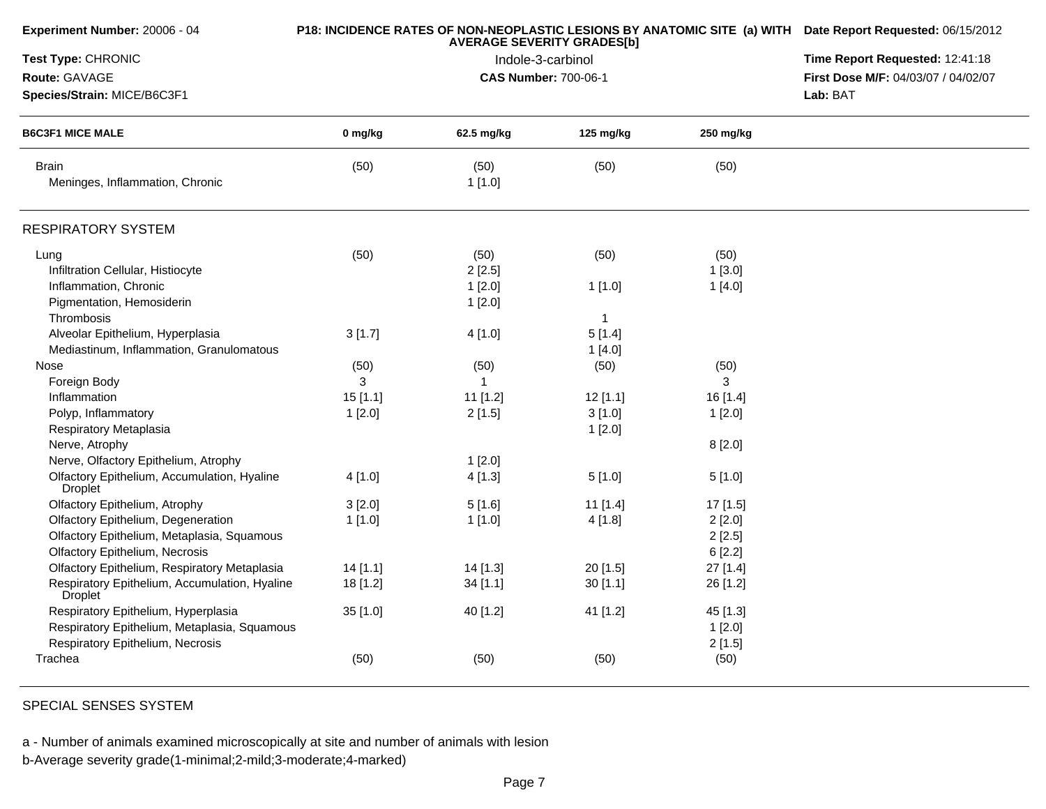**Experiment Number:** 20006 - 04

**Test Type:** CHRONIC

**Route:** GAVAGE

**Species/Strain:** MICE/B6C3F1

**P18: INCIDENCE RATES OF NON-NEOPLASTIC LESIONS BY ANATOMIC SITE (a) WITH AVERAGE SEVERITY GRADES[b]**

Indole-3-carbinol

**CAS Number:** 700-06-1

**Date Report Requested:** 06/15/2012

**Time Report Requested:** 12:41:18

**First Dose M/F:** 04/03/07 / 04/02/07

**Lab:** BAT

| B6C3F1 MICE MALE | 0 mg/kg | 62.5 mg/kg | 125 mg/kg | 250 mg/kg |
|---|---|---|---|---|
| Brain | (50) | (50) | (50) | (50) |
| Meninges, Inflammation, Chronic | | 1 [1.0] | | |
| **RESPIRATORY SYSTEM** | | | | |
| Lung | (50) | (50) | (50) | (50) |
| Infiltration Cellular, Histiocyte | | 2 [2.5] | | 1 [3.0] |
| Inflammation, Chronic | | 1 [2.0] | 1 [1.0] | 1 [4.0] |
| Pigmentation, Hemosiderin | | 1 [2.0] | | |
| Thrombosis | | | 1 | |
| Alveolar Epithelium, Hyperplasia | 3 [1.7] | 4 [1.0] | 5 [1.4] | |
| Mediastinum, Inflammation, Granulomatous | | | 1 [4.0] | |
| Nose | (50) | (50) | (50) | (50) |
| Foreign Body | 3 | 1 | | 3 |
| Inflammation | 15 [1.1] | 11 [1.2] | 12 [1.1] | 16 [1.4] |
| Polyp, Inflammatory | 1 [2.0] | 2 [1.5] | 3 [1.0] | 1 [2.0] |
| Respiratory Metaplasia | | | 1 [2.0] | |
| Nerve, Atrophy | | | | 8 [2.0] |
| Nerve, Olfactory Epithelium, Atrophy | | 1 [2.0] | | |
| Olfactory Epithelium, Accumulation, Hyaline Droplet | 4 [1.0] | 4 [1.3] | 5 [1.0] | 5 [1.0] |
| Olfactory Epithelium, Atrophy | 3 [2.0] | 5 [1.6] | 11 [1.4] | 17 [1.5] |
| Olfactory Epithelium, Degeneration | 1 [1.0] | 1 [1.0] | 4 [1.8] | 2 [2.0] |
| Olfactory Epithelium, Metaplasia, Squamous | | | | 2 [2.5] |
| Olfactory Epithelium, Necrosis | | | | 6 [2.2] |
| Olfactory Epithelium, Respiratory Metaplasia | 14 [1.1] | 14 [1.3] | 20 [1.5] | 27 [1.4] |
| Respiratory Epithelium, Accumulation, Hyaline Droplet | 18 [1.2] | 34 [1.1] | 30 [1.1] | 26 [1.2] |
| Respiratory Epithelium, Hyperplasia | 35 [1.0] | 40 [1.2] | 41 [1.2] | 45 [1.3] |
| Respiratory Epithelium, Metaplasia, Squamous | | | | 1 [2.0] |
| Respiratory Epithelium, Necrosis | | | | 2 [1.5] |
| Trachea | (50) | (50) | (50) | (50) |

SPECIAL SENSES SYSTEM

a - Number of animals examined microscopically at site and number of animals with lesion

b-Average severity grade(1-minimal;2-mild;3-moderate;4-marked)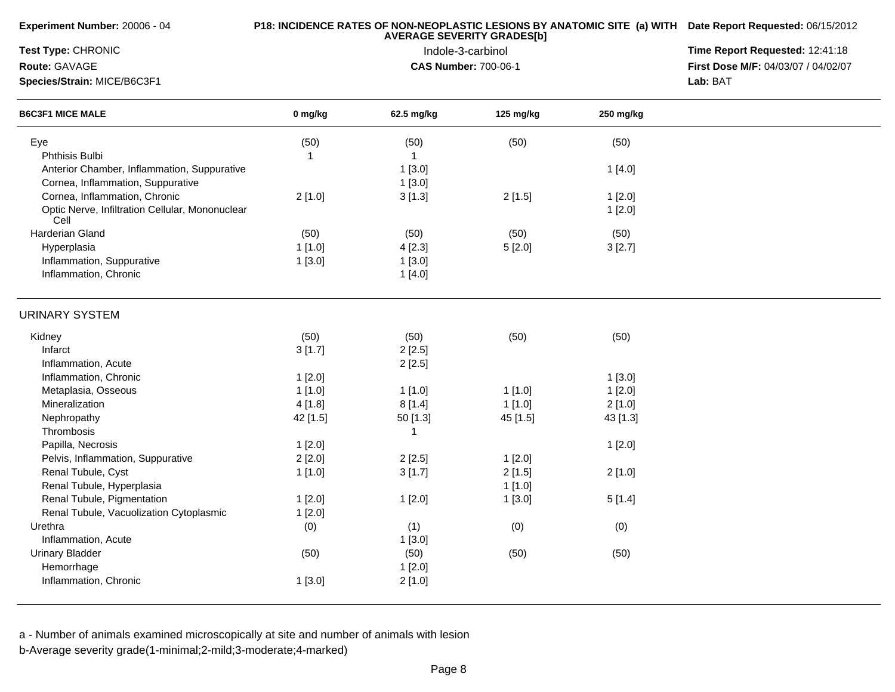| B6C3F1 MICE MALE | 0 mg/kg | 62.5 mg/kg | 125 mg/kg | 250 mg/kg |
|---|---|---|---|---|
| Eye | (50) | (50) | (50) | (50) |
| Phthisis Bulbi | 1 | 1 | | |
| Anterior Chamber, Inflammation, Suppurative | | 1 [3.0] | | 1 [4.0] |
| Cornea, Inflammation, Suppurative | | 1 [3.0] | | |
| Cornea, Inflammation, Chronic | 2 [1.0] | 3 [1.3] | 2 [1.5] | 1 [2.0] |
| Optic Nerve, Infiltration Cellular, Mononuclear Cell | | | | 1 [2.0] |
| Harderian Gland | (50) | (50) | (50) | (50) |
| Hyperplasia | 1 [1.0] | 4 [2.3] | 5 [2.0] | 3 [2.7] |
| Inflammation, Suppurative | 1 [3.0] | 1 [3.0] | | |
| Inflammation, Chronic | | 1 [4.0] | | |
| **URINARY SYSTEM** | | | | |
| Kidney | (50) | (50) | (50) | (50) |
| Infarct | 3 [1.7] | 2 [2.5] | | |
| Inflammation, Acute | | 2 [2.5] | | |
| Inflammation, Chronic | 1 [2.0] | | | 1 [3.0] |
| Metaplasia, Osseous | 1 [1.0] | 1 [1.0] | 1 [1.0] | 1 [2.0] |
| Mineralization | 4 [1.8] | 8 [1.4] | 1 [1.0] | 2 [1.0] |
| Nephropathy | 42 [1.5] | 50 [1.3] | 45 [1.5] | 43 [1.3] |
| Thrombosis | | 1 | | |
| Papilla, Necrosis | 1 [2.0] | | | 1 [2.0] |
| Pelvis, Inflammation, Suppurative | 2 [2.0] | 2 [2.5] | 1 [2.0] | |
| Renal Tubule, Cyst | 1 [1.0] | 3 [1.7] | 2 [1.5] | 2 [1.0] |
| Renal Tubule, Hyperplasia | | | 1 [1.0] | |
| Renal Tubule, Pigmentation | 1 [2.0] | 1 [2.0] | 1 [3.0] | 5 [1.4] |
| Renal Tubule, Vacuolization Cytoplasmic | 1 [2.0] | | | |
| Urethra | (0) | (1) | (0) | (0) |
| Inflammation, Acute | | 1 [3.0] | | |
| Urinary Bladder | (50) | (50) | (50) | (50) |
| Hemorrhage | | 1 [2.0] | | |
| Inflammation, Chronic | 1 [3.0] | 2 [1.0] | | |

a - Number of animals examined microscopically at site and number of animals with lesion
b-Average severity grade(1-minimal;2-mild;3-moderate;4-marked)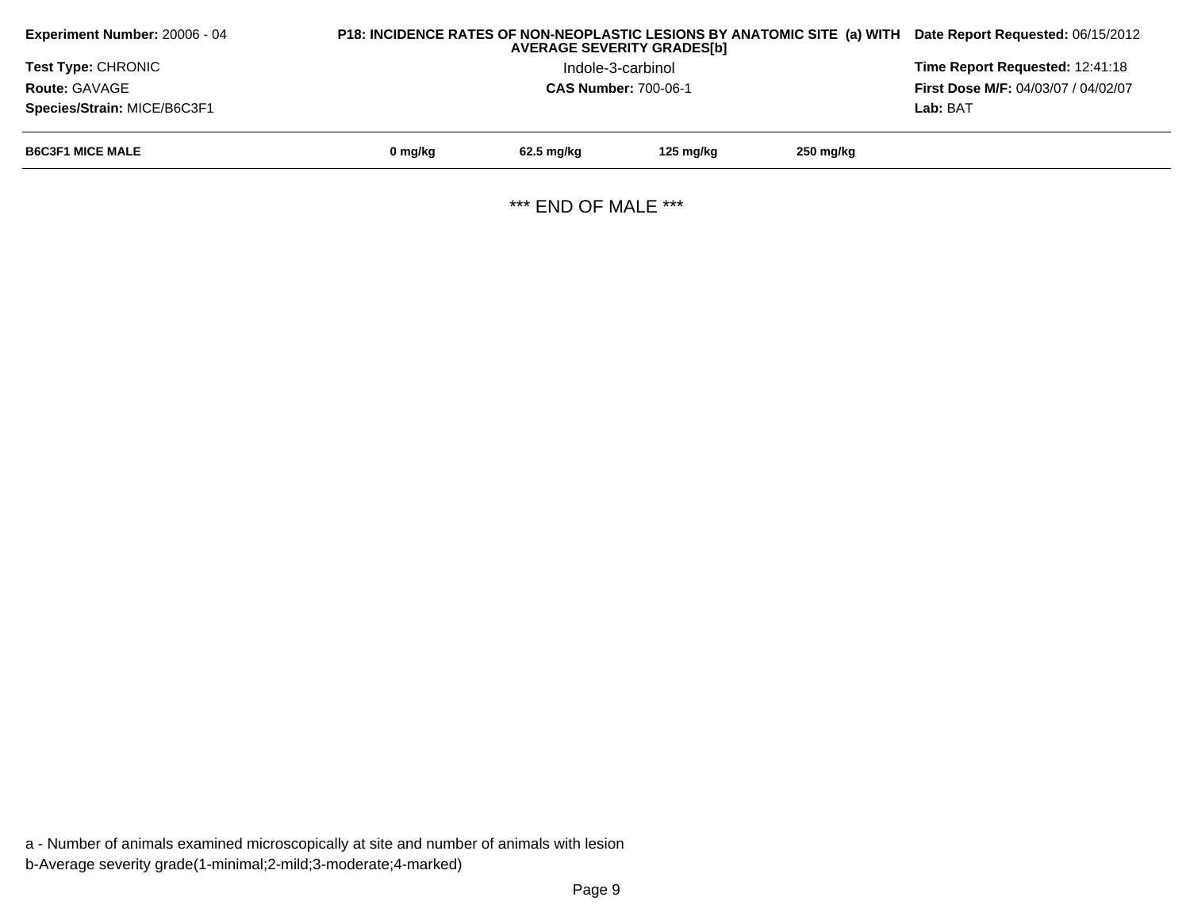**Experiment Number:** 20006 - 04

**Test Type:** CHRONIC

**Route:** GAVAGE

**Species/Strain:** MICE/B6C3F1

**P18: INCIDENCE RATES OF NON-NEOPLASTIC LESIONS BY ANATOMIC SITE (a) WITH AVERAGE SEVERITY GRADES[b]**

Indole-3-carbinol

**CAS Number:** 700-06-1

**Date Report Requested:** 06/15/2012

**Time Report Requested:** 12:41:18

**First Dose M/F:** 04/03/07 / 04/02/07

**Lab:** BAT

| B6C3F1 MICE MALE | 0 mg/kg | 62.5 mg/kg | 125 mg/kg | 250 mg/kg |
| --- | --- | --- | --- | --- |

*** END OF MALE ***

a - Number of animals examined microscopically at site and number of animals with lesion

b-Average severity grade(1-minimal;2-mild;3-moderate;4-marked)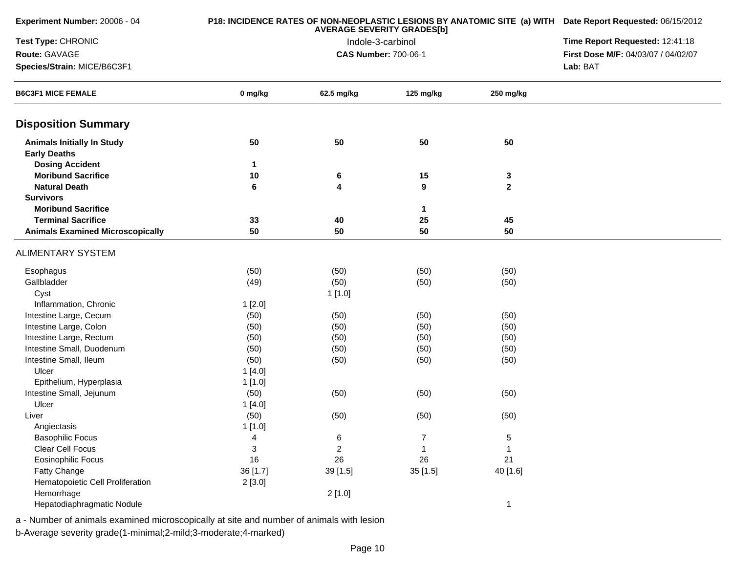**Experiment Number:** 20006 - 04
**Test Type:** CHRONIC
**Route:** GAVAGE
**Species/Strain:** MICE/B6C3F1

**P18: INCIDENCE RATES OF NON-NEOPLASTIC LESIONS BY ANATOMIC SITE (a) WITH AVERAGE SEVERITY GRADES[b]**
Indole-3-carbinol
**CAS Number:** 700-06-1

**Date Report Requested:** 06/15/2012
**Time Report Requested:** 12:41:18
**First Dose M/F:** 04/03/07 / 04/02/07
**Lab:** BAT

| B6C3F1 MICE FEMALE | 0 mg/kg | 62.5 mg/kg | 125 mg/kg | 250 mg/kg |
|---|---|---|---|---|
| **Disposition Summary** | | | | |
| **Animals Initially In Study** | **50** | **50** | **50** | **50** |
| **Early Deaths** | | | | |
| **Dosing Accident** | **1** | | | |
| **Moribund Sacrifice** | **10** | **6** | **15** | **3** |
| **Natural Death** | **6** | **4** | **9** | **2** |
| **Survivors** | | | | |
| **Moribund Sacrifice** | | | **1** | |
| **Terminal Sacrifice** | **33** | **40** | **25** | **45** |
| **Animals Examined Microscopically** | **50** | **50** | **50** | **50** |
| ALIMENTARY SYSTEM | | | | |
| Esophagus | (50) | (50) | (50) | (50) |
| Gallbladder | (49) | (50) | (50) | (50) |
| Cyst | | 1 [1.0] | | |
| Inflammation, Chronic | 1 [2.0] | | | |
| Intestine Large, Cecum | (50) | (50) | (50) | (50) |
| Intestine Large, Colon | (50) | (50) | (50) | (50) |
| Intestine Large, Rectum | (50) | (50) | (50) | (50) |
| Intestine Small, Duodenum | (50) | (50) | (50) | (50) |
| Intestine Small, Ileum | (50) | (50) | (50) | (50) |
| Ulcer | 1 [4.0] | | | |
| Epithelium, Hyperplasia | 1 [1.0] | | | |
| Intestine Small, Jejunum | (50) | (50) | (50) | (50) |
| Ulcer | 1 [4.0] | | | |
| Liver | (50) | (50) | (50) | (50) |
| Angiectasis | 1 [1.0] | | | |
| Basophilic Focus | 4 | 6 | 7 | 5 |
| Clear Cell Focus | 3 | 2 | 1 | 1 |
| Eosinophilic Focus | 16 | 26 | 26 | 21 |
| Fatty Change | 36 [1.7] | 39 [1.5] | 35 [1.5] | 40 [1.6] |
| Hematopoietic Cell Proliferation | 2 [3.0] | | | |
| Hemorrhage | | 2 [1.0] | | |
| Hepatodiaphragmatic Nodule | | | | 1 |

a - Number of animals examined microscopically at site and number of animals with lesion
b-Average severity grade(1-minimal;2-mild;3-moderate;4-marked)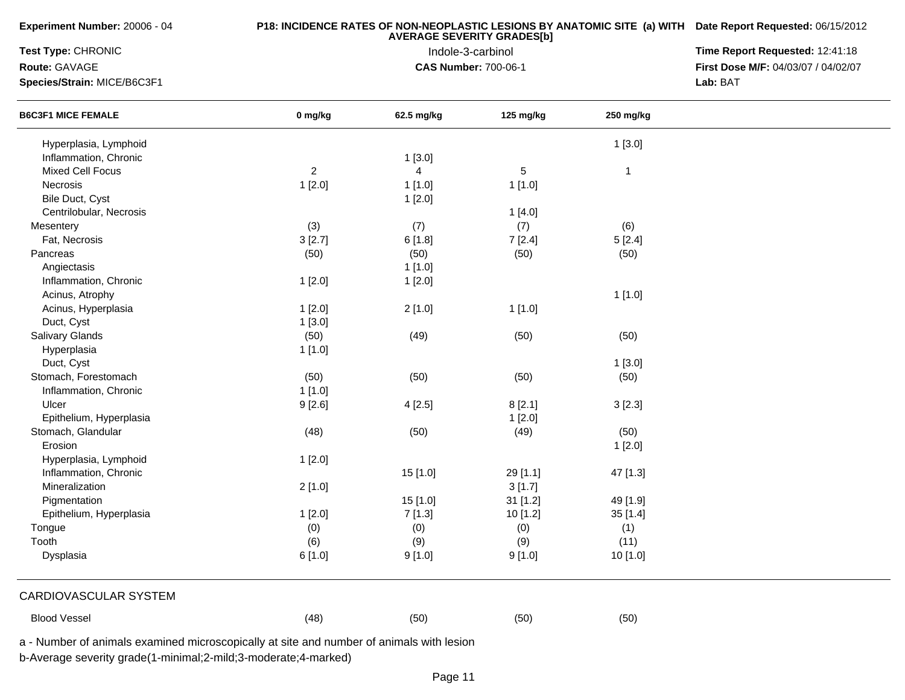**Experiment Number:** 20006 - 04

**Test Type:** CHRONIC

**Route:** GAVAGE

**Species/Strain:** MICE/B6C3F1

**P18: INCIDENCE RATES OF NON-NEOPLASTIC LESIONS BY ANATOMIC SITE (a) WITH AVERAGE SEVERITY GRADES[b]**

Indole-3-carbinol

**CAS Number:** 700-06-1

**Date Report Requested:** 06/15/2012

**Time Report Requested:** 12:41:18

**First Dose M/F:** 04/03/07 / 04/02/07

**Lab:** BAT

| B6C3F1 MICE FEMALE | 0 mg/kg | 62.5 mg/kg | 125 mg/kg | 250 mg/kg |
|---|---|---|---|---|
| Hyperplasia, Lymphoid | | | | 1 [3.0] |
| Inflammation, Chronic | | 1 [3.0] | | |
| Mixed Cell Focus | 2 | 4 | 5 | 1 |
| Necrosis | 1 [2.0] | 1 [1.0] | 1 [1.0] | |
| Bile Duct, Cyst | | 1 [2.0] | | |
| Centrilobular, Necrosis | | | 1 [4.0] | |
| Mesentery | (3) | (7) | (7) | (6) |
| Fat, Necrosis | 3 [2.7] | 6 [1.8] | 7 [2.4] | 5 [2.4] |
| Pancreas | (50) | (50) | (50) | (50) |
| Angiectasis | | 1 [1.0] | | |
| Inflammation, Chronic | 1 [2.0] | 1 [2.0] | | |
| Acinus, Atrophy | | | | 1 [1.0] |
| Acinus, Hyperplasia | 1 [2.0] | 2 [1.0] | 1 [1.0] | |
| Duct, Cyst | 1 [3.0] | | | |
| Salivary Glands | (50) | (49) | (50) | (50) |
| Hyperplasia | 1 [1.0] | | | |
| Duct, Cyst | | | | 1 [3.0] |
| Stomach, Forestomach | (50) | (50) | (50) | (50) |
| Inflammation, Chronic | 1 [1.0] | | | |
| Ulcer | 9 [2.6] | 4 [2.5] | 8 [2.1] | 3 [2.3] |
| Epithelium, Hyperplasia | | | 1 [2.0] | |
| Stomach, Glandular | (48) | (50) | (49) | (50) |
| Erosion | | | | 1 [2.0] |
| Hyperplasia, Lymphoid | 1 [2.0] | | | |
| Inflammation, Chronic | | 15 [1.0] | 29 [1.1] | 47 [1.3] |
| Mineralization | 2 [1.0] | | 3 [1.7] | |
| Pigmentation | | 15 [1.0] | 31 [1.2] | 49 [1.9] |
| Epithelium, Hyperplasia | 1 [2.0] | 7 [1.3] | 10 [1.2] | 35 [1.4] |
| Tongue | (0) | (0) | (0) | (1) |
| Tooth | (6) | (9) | (9) | (11) |
| Dysplasia | 6 [1.0] | 9 [1.0] | 9 [1.0] | 10 [1.0] |

CARDIOVASCULAR SYSTEM

| | 0 mg/kg | 62.5 mg/kg | 125 mg/kg | 250 mg/kg |
|---|---|---|---|---|
| Blood Vessel | (48) | (50) | (50) | (50) |

a - Number of animals examined microscopically at site and number of animals with lesion

b-Average severity grade(1-minimal;2-mild;3-moderate;4-marked)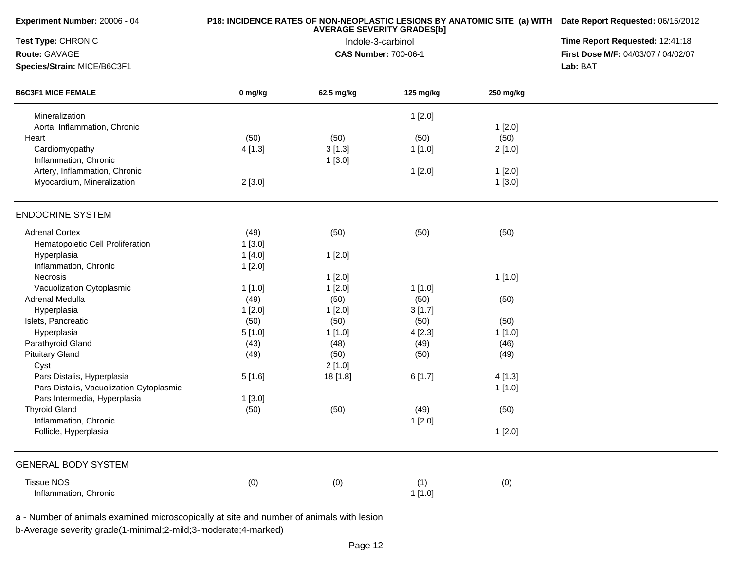**Experiment Number:** 20006 - 04

**Test Type:** CHRONIC

**Route:** GAVAGE

**Species/Strain:** MICE/B6C3F1

**P18: INCIDENCE RATES OF NON-NEOPLASTIC LESIONS BY ANATOMIC SITE (a) WITH AVERAGE SEVERITY GRADES[b]**

Indole-3-carbinol

**CAS Number:** 700-06-1

**Date Report Requested:** 06/15/2012

**Time Report Requested:** 12:41:18

**First Dose M/F:** 04/03/07 / 04/02/07

**Lab:** BAT

| B6C3F1 MICE FEMALE | 0 mg/kg | 62.5 mg/kg | 125 mg/kg | 250 mg/kg |
|---|---|---|---|---|
| Mineralization | | | 1 [2.0] | |
| Aorta, Inflammation, Chronic | | | | 1 [2.0] |
| Heart | (50) | (50) | (50) | (50) |
| Cardiomyopathy | 4 [1.3] | 3 [1.3] | 1 [1.0] | 2 [1.0] |
| Inflammation, Chronic | | 1 [3.0] | | |
| Artery, Inflammation, Chronic | | | 1 [2.0] | 1 [2.0] |
| Myocardium, Mineralization | 2 [3.0] | | | 1 [3.0] |
| **ENDOCRINE SYSTEM** | | | | |
| Adrenal Cortex | (49) | (50) | (50) | (50) |
| Hematopoietic Cell Proliferation | 1 [3.0] | | | |
| Hyperplasia | 1 [4.0] | 1 [2.0] | | |
| Inflammation, Chronic | 1 [2.0] | | | |
| Necrosis | | 1 [2.0] | | 1 [1.0] |
| Vacuolization Cytoplasmic | 1 [1.0] | 1 [2.0] | 1 [1.0] | |
| Adrenal Medulla | (49) | (50) | (50) | (50) |
| Hyperplasia | 1 [2.0] | 1 [2.0] | 3 [1.7] | |
| Islets, Pancreatic | (50) | (50) | (50) | (50) |
| Hyperplasia | 5 [1.0] | 1 [1.0] | 4 [2.3] | 1 [1.0] |
| Parathyroid Gland | (43) | (48) | (49) | (46) |
| Pituitary Gland | (49) | (50) | (50) | (49) |
| Cyst | | 2 [1.0] | | |
| Pars Distalis, Hyperplasia | 5 [1.6] | 18 [1.8] | 6 [1.7] | 4 [1.3] |
| Pars Distalis, Vacuolization Cytoplasmic | | | | 1 [1.0] |
| Pars Intermedia, Hyperplasia | 1 [3.0] | | | |
| Thyroid Gland | (50) | (50) | (49) | (50) |
| Inflammation, Chronic | | | 1 [2.0] | |
| Follicle, Hyperplasia | | | | 1 [2.0] |
| **GENERAL BODY SYSTEM** | | | | |
| Tissue NOS | (0) | (0) | (1) | (0) |
| Inflammation, Chronic | | | 1 [1.0] | |

a - Number of animals examined microscopically at site and number of animals with lesion

b-Average severity grade(1-minimal;2-mild;3-moderate;4-marked)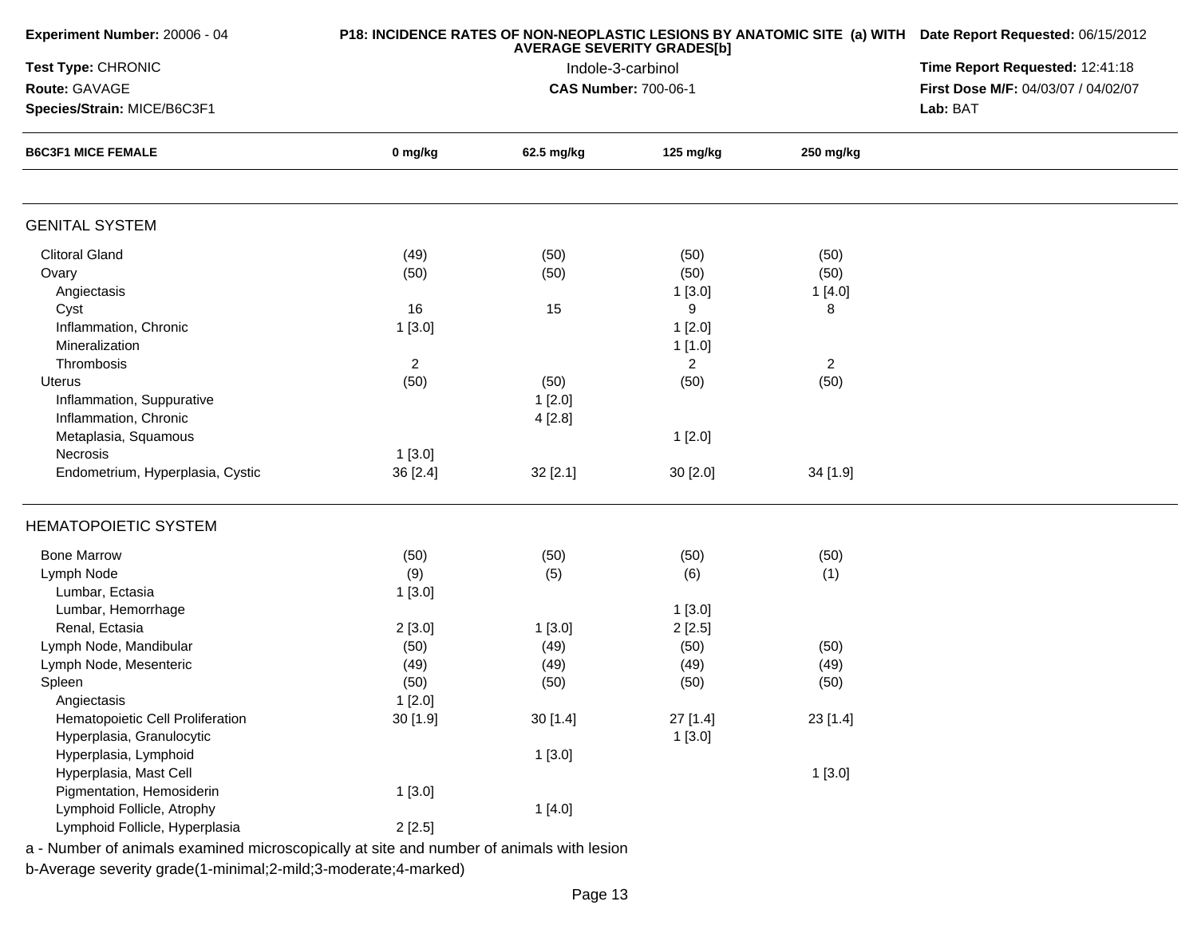**Experiment Number:** 20006 - 04

**Test Type:** CHRONIC

**Route:** GAVAGE

**Species/Strain:** MICE/B6C3F1

**P18: INCIDENCE RATES OF NON-NEOPLASTIC LESIONS BY ANATOMIC SITE (a) WITH AVERAGE SEVERITY GRADES[b]**

Indole-3-carbinol

**CAS Number:** 700-06-1

**Date Report Requested:** 06/15/2012

**Time Report Requested:** 12:41:18

**First Dose M/F:** 04/03/07 / 04/02/07

**Lab:** BAT

| B6C3F1 MICE FEMALE | 0 mg/kg | 62.5 mg/kg | 125 mg/kg | 250 mg/kg |
|---|---|---|---|---|
| **GENITAL SYSTEM** | | | | |
| Clitoral Gland | (49) | (50) | (50) | (50) |
| Ovary | (50) | (50) | (50) | (50) |
| Angiectasis | | | 1 [3.0] | 1 [4.0] |
| Cyst | 16 | 15 | 9 | 8 |
| Inflammation, Chronic | 1 [3.0] | | 1 [2.0] | |
| Mineralization | | | 1 [1.0] | |
| Thrombosis | 2 | | 2 | 2 |
| Uterus | (50) | (50) | (50) | (50) |
| Inflammation, Suppurative | | 1 [2.0] | | |
| Inflammation, Chronic | | 4 [2.8] | | |
| Metaplasia, Squamous | | | 1 [2.0] | |
| Necrosis | 1 [3.0] | | | |
| Endometrium, Hyperplasia, Cystic | 36 [2.4] | 32 [2.1] | 30 [2.0] | 34 [1.9] |
| **HEMATOPOIETIC SYSTEM** | | | | |
| Bone Marrow | (50) | (50) | (50) | (50) |
| Lymph Node | (9) | (5) | (6) | (1) |
| Lumbar, Ectasia | 1 [3.0] | | | |
| Lumbar, Hemorrhage | | | 1 [3.0] | |
| Renal, Ectasia | 2 [3.0] | 1 [3.0] | 2 [2.5] | |
| Lymph Node, Mandibular | (50) | (49) | (50) | (50) |
| Lymph Node, Mesenteric | (49) | (49) | (49) | (49) |
| Spleen | (50) | (50) | (50) | (50) |
| Angiectasis | 1 [2.0] | | | |
| Hematopoietic Cell Proliferation | 30 [1.9] | 30 [1.4] | 27 [1.4] | 23 [1.4] |
| Hyperplasia, Granulocytic | | | 1 [3.0] | |
| Hyperplasia, Lymphoid | | 1 [3.0] | | |
| Hyperplasia, Mast Cell | | | | 1 [3.0] |
| Pigmentation, Hemosiderin | 1 [3.0] | | | |
| Lymphoid Follicle, Atrophy | | 1 [4.0] | | |
| Lymphoid Follicle, Hyperplasia | 2 [2.5] | | | |

a - Number of animals examined microscopically at site and number of animals with lesion

b-Average severity grade(1-minimal;2-mild;3-moderate;4-marked)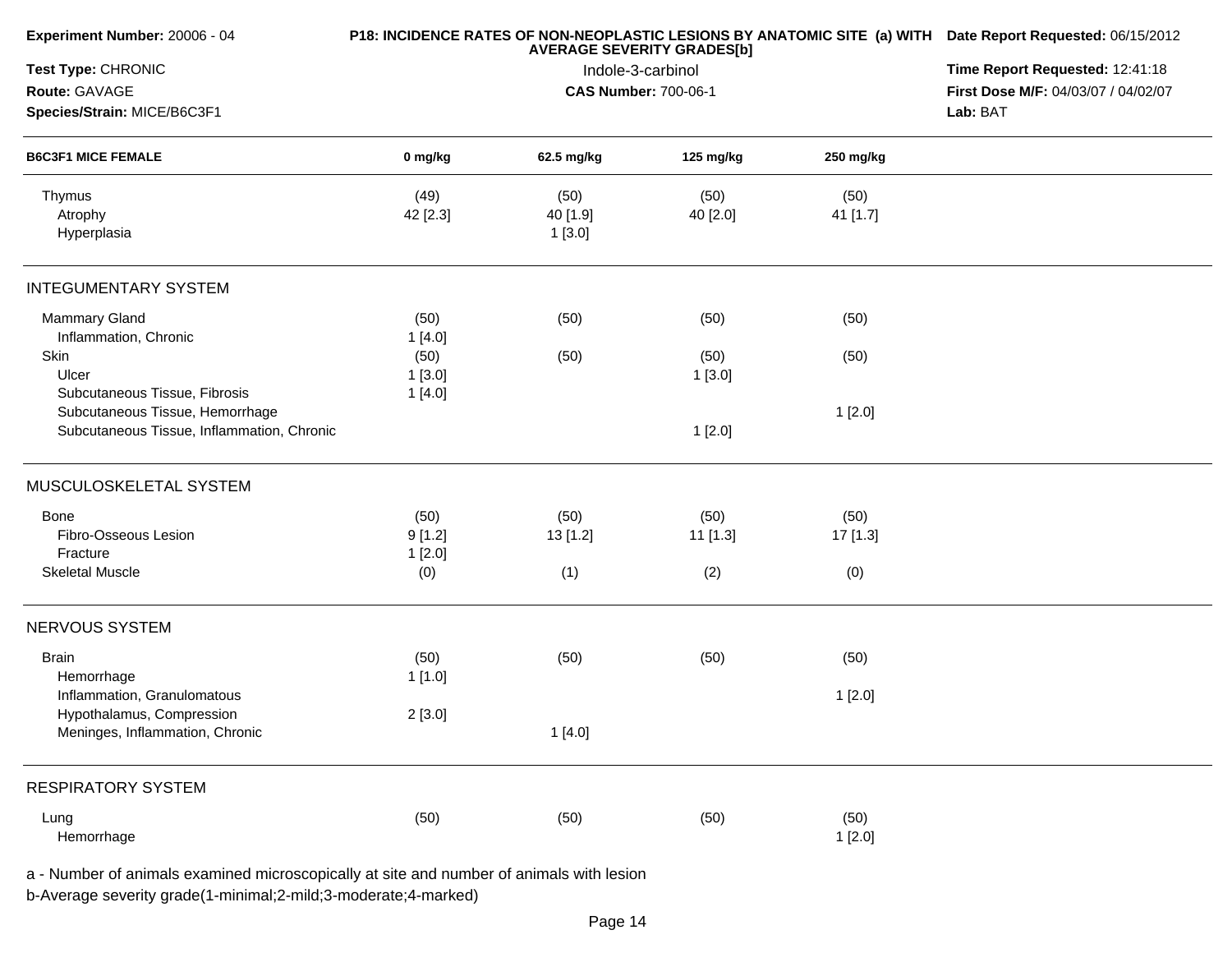**Experiment Number:** 20006 - 04
**Test Type:** CHRONIC
**Route:** GAVAGE
**Species/Strain:** MICE/B6C3F1

**P18: INCIDENCE RATES OF NON-NEOPLASTIC LESIONS BY ANATOMIC SITE (a) WITH AVERAGE SEVERITY GRADES[b]**
Indole-3-carbinol
**CAS Number:** 700-06-1

**Date Report Requested:** 06/15/2012
**Time Report Requested:** 12:41:18
**First Dose M/F:** 04/03/07 / 04/02/07
**Lab:** BAT

| B6C3F1 MICE FEMALE | 0 mg/kg | 62.5 mg/kg | 125 mg/kg | 250 mg/kg |
|---|---|---|---|---|
| Thymus | (49) | (50) | (50) | (50) |
| Atrophy | 42 [2.3] | 40 [1.9] | 40 [2.0] | 41 [1.7] |
| Hyperplasia | | 1 [3.0] | | |
| **INTEGUMENTARY SYSTEM** | | | | |
| Mammary Gland | (50) | (50) | (50) | (50) |
| Inflammation, Chronic | 1 [4.0] | | | |
| Skin | (50) | (50) | (50) | (50) |
| Ulcer | 1 [3.0] | | 1 [3.0] | |
| Subcutaneous Tissue, Fibrosis | 1 [4.0] | | | |
| Subcutaneous Tissue, Hemorrhage | | | | 1 [2.0] |
| Subcutaneous Tissue, Inflammation, Chronic | | | 1 [2.0] | |
| **MUSCULOSKELETAL SYSTEM** | | | | |
| Bone | (50) | (50) | (50) | (50) |
| Fibro-Osseous Lesion | 9 [1.2] | 13 [1.2] | 11 [1.3] | 17 [1.3] |
| Fracture | 1 [2.0] | | | |
| Skeletal Muscle | (0) | (1) | (2) | (0) |
| **NERVOUS SYSTEM** | | | | |
| Brain | (50) | (50) | (50) | (50) |
| Hemorrhage | 1 [1.0] | | | |
| Inflammation, Granulomatous | | | | 1 [2.0] |
| Hypothalamus, Compression | 2 [3.0] | | | |
| Meninges, Inflammation, Chronic | | 1 [4.0] | | |
| **RESPIRATORY SYSTEM** | | | | |
| Lung | (50) | (50) | (50) | (50) |
| Hemorrhage | | | | 1 [2.0] |

a - Number of animals examined microscopically at site and number of animals with lesion
b-Average severity grade(1-minimal;2-mild;3-moderate;4-marked)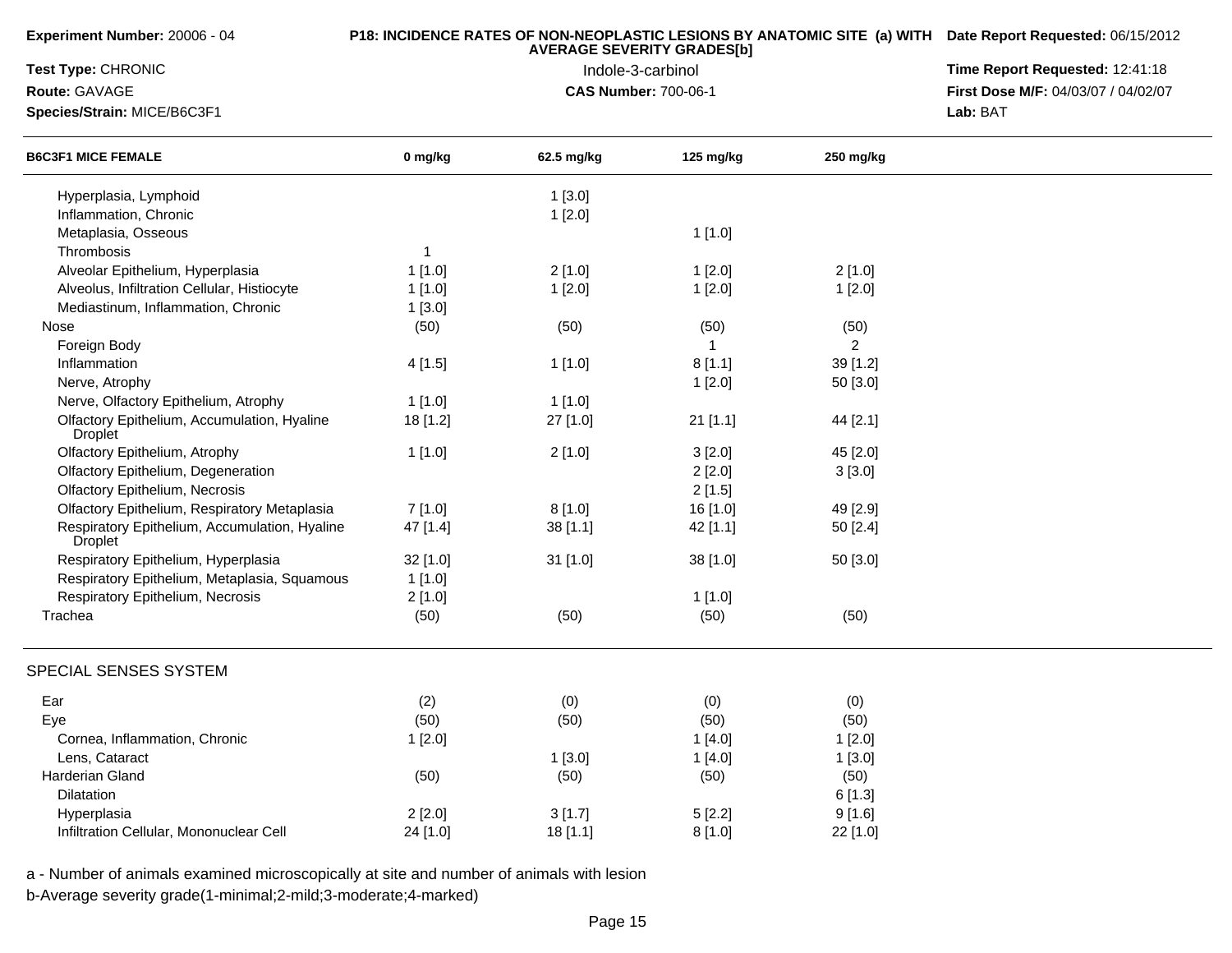**Experiment Number:** 20006 - 04

**Test Type:** CHRONIC

**Route:** GAVAGE

**Species/Strain:** MICE/B6C3F1

**P18: INCIDENCE RATES OF NON-NEOPLASTIC LESIONS BY ANATOMIC SITE (a) WITH AVERAGE SEVERITY GRADES[b]**

Indole-3-carbinol

**CAS Number:** 700-06-1

**Date Report Requested:** 06/15/2012

**Time Report Requested:** 12:41:18

**First Dose M/F:** 04/03/07 / 04/02/07

**Lab:** BAT

| B6C3F1 MICE FEMALE | 0 mg/kg | 62.5 mg/kg | 125 mg/kg | 250 mg/kg |
|---|---|---|---|---|
| Hyperplasia, Lymphoid | | 1 [3.0] | | |
| Inflammation, Chronic | | 1 [2.0] | | |
| Metaplasia, Osseous | | | 1 [1.0] | |
| Thrombosis | 1 | | | |
| Alveolar Epithelium, Hyperplasia | 1 [1.0] | 2 [1.0] | 1 [2.0] | 2 [1.0] |
| Alveolus, Infiltration Cellular, Histiocyte | 1 [1.0] | 1 [2.0] | 1 [2.0] | 1 [2.0] |
| Mediastinum, Inflammation, Chronic | 1 [3.0] | | | |
| Nose | (50) | (50) | (50) | (50) |
| Foreign Body | | | 1 | 2 |
| Inflammation | 4 [1.5] | 1 [1.0] | 8 [1.1] | 39 [1.2] |
| Nerve, Atrophy | | | 1 [2.0] | 50 [3.0] |
| Nerve, Olfactory Epithelium, Atrophy | 1 [1.0] | 1 [1.0] | | |
| Olfactory Epithelium, Accumulation, Hyaline Droplet | 18 [1.2] | 27 [1.0] | 21 [1.1] | 44 [2.1] |
| Olfactory Epithelium, Atrophy | 1 [1.0] | 2 [1.0] | 3 [2.0] | 45 [2.0] |
| Olfactory Epithelium, Degeneration | | | 2 [2.0] | 3 [3.0] |
| Olfactory Epithelium, Necrosis | | | 2 [1.5] | |
| Olfactory Epithelium, Respiratory Metaplasia | 7 [1.0] | 8 [1.0] | 16 [1.0] | 49 [2.9] |
| Respiratory Epithelium, Accumulation, Hyaline Droplet | 47 [1.4] | 38 [1.1] | 42 [1.1] | 50 [2.4] |
| Respiratory Epithelium, Hyperplasia | 32 [1.0] | 31 [1.0] | 38 [1.0] | 50 [3.0] |
| Respiratory Epithelium, Metaplasia, Squamous | 1 [1.0] | | | |
| Respiratory Epithelium, Necrosis | 2 [1.0] | | 1 [1.0] | |
| Trachea | (50) | (50) | (50) | (50) |
| **SPECIAL SENSES SYSTEM** | | | | |
| Ear | (2) | (0) | (0) | (0) |
| Eye | (50) | (50) | (50) | (50) |
| Cornea, Inflammation, Chronic | 1 [2.0] | | 1 [4.0] | 1 [2.0] |
| Lens, Cataract | | 1 [3.0] | 1 [4.0] | 1 [3.0] |
| Harderian Gland | (50) | (50) | (50) | (50) |
| Dilatation | | | | 6 [1.3] |
| Hyperplasia | 2 [2.0] | 3 [1.7] | 5 [2.2] | 9 [1.6] |
| Infiltration Cellular, Mononuclear Cell | 24 [1.0] | 18 [1.1] | 8 [1.0] | 22 [1.0] |

a - Number of animals examined microscopically at site and number of animals with lesion

b-Average severity grade(1-minimal;2-mild;3-moderate;4-marked)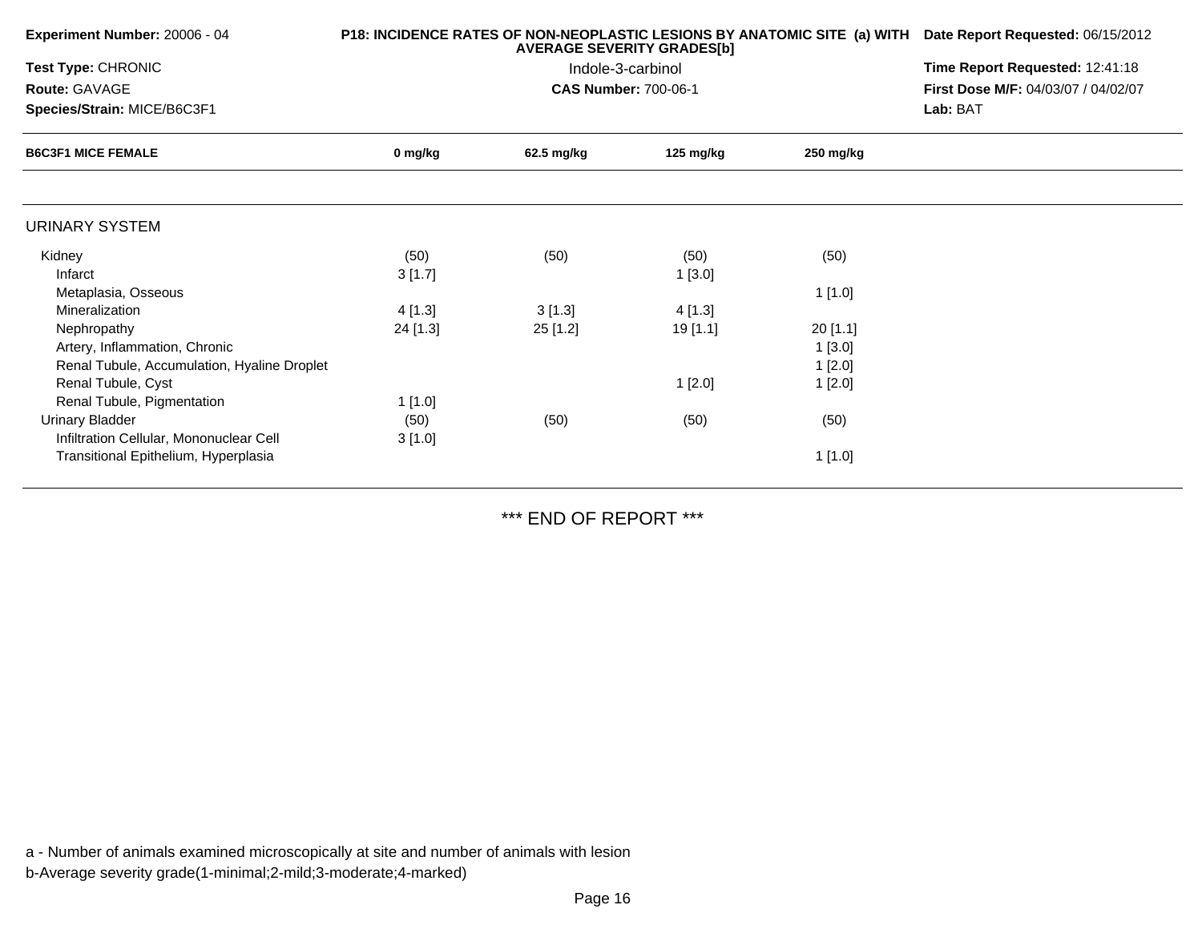**Experiment Number:** 20006 - 04

**Test Type:** CHRONIC

**Route:** GAVAGE

**Species/Strain:** MICE/B6C3F1

**P18: INCIDENCE RATES OF NON-NEOPLASTIC LESIONS BY ANATOMIC SITE (a) WITH AVERAGE SEVERITY GRADES[b]**

Indole-3-carbinol

**CAS Number:** 700-06-1

**Date Report Requested:** 06/15/2012

**Time Report Requested:** 12:41:18

**First Dose M/F:** 04/03/07 / 04/02/07

**Lab:** BAT

| B6C3F1 MICE FEMALE | 0 mg/kg | 62.5 mg/kg | 125 mg/kg | 250 mg/kg |
|---|---|---|---|---|
| URINARY SYSTEM | | | | |
| Kidney | (50) | (50) | (50) | (50) |
| Infarct | 3 [1.7] | | 1 [3.0] | |
| Metaplasia, Osseous | | | | 1 [1.0] |
| Mineralization | 4 [1.3] | 3 [1.3] | 4 [1.3] | |
| Nephropathy | 24 [1.3] | 25 [1.2] | 19 [1.1] | 20 [1.1] |
| Artery, Inflammation, Chronic | | | | 1 [3.0] |
| Renal Tubule, Accumulation, Hyaline Droplet | | | | 1 [2.0] |
| Renal Tubule, Cyst | | | 1 [2.0] | 1 [2.0] |
| Renal Tubule, Pigmentation | 1 [1.0] | | | |
| Urinary Bladder | (50) | (50) | (50) | (50) |
| Infiltration Cellular, Mononuclear Cell | 3 [1.0] | | | |
| Transitional Epithelium, Hyperplasia | | | | 1 [1.0] |

*** END OF REPORT ***

a - Number of animals examined microscopically at site and number of animals with lesion

b-Average severity grade(1-minimal;2-mild;3-moderate;4-marked)